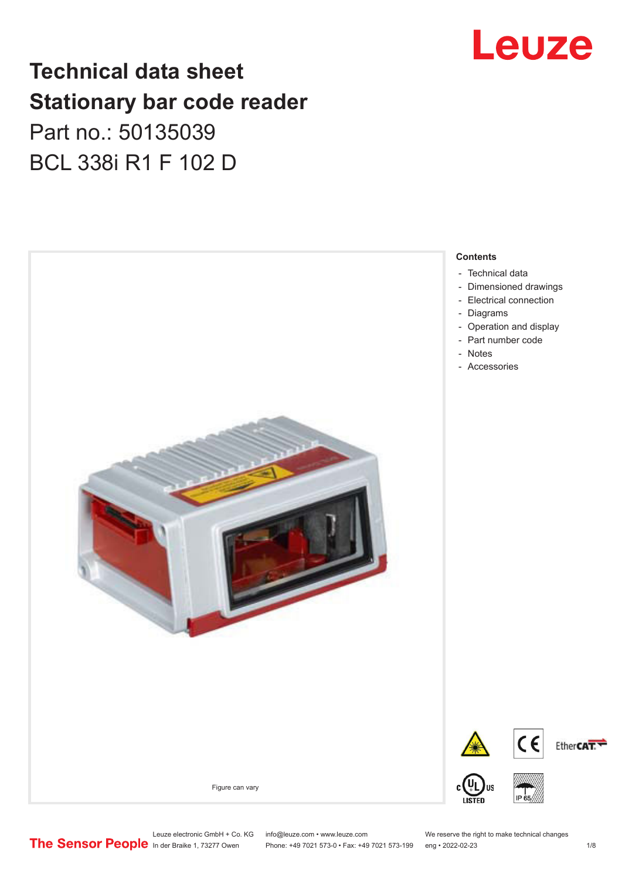# Technical data sheet
# Stationary bar code reader

Part no.: 50135039

BCL 338i R1 F 102 D

Figure can vary

**Contents**

- Technical data
- Dimensioned drawings
- Electrical connection
- Diagrams
- Operation and display
- Part number code
- Notes
- Accessories

Leuze electronic GmbH + Co. KG
In der Braike 1, 73277 Owen

info@leuze.com • www.leuze.com
Phone: +49 7021 573-0 • Fax: +49 7021 573-199

We reserve the right to make technical changes
eng • 2022-02-23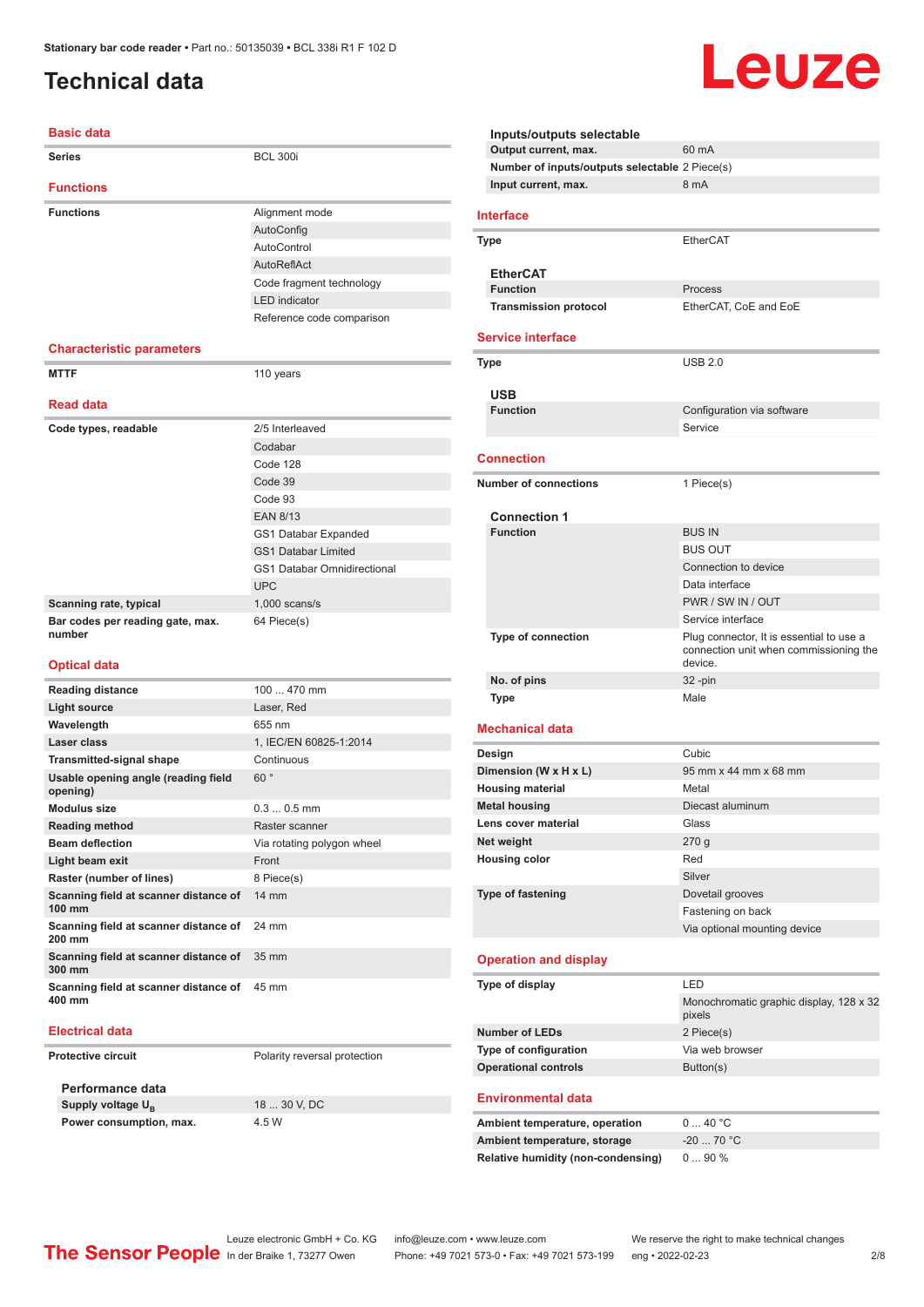# Technical data

## Basic data

| | |
|---|---|
| Series | BCL 300i |

## Functions

| | |
|---|---|
| Functions | Alignment mode |
| | AutoConfig |
| | AutoControl |
| | AutoReflAct |
| | Code fragment technology |
| | LED indicator |
| | Reference code comparison |

## Characteristic parameters

| | |
|---|---|
| MTTF | 110 years |

## Read data

| | |
|---|---|
| Code types, readable | 2/5 Interleaved |
| | Codabar |
| | Code 128 |
| | Code 39 |
| | Code 93 |
| | EAN 8/13 |
| | GS1 Databar Expanded |
| | GS1 Databar Limited |
| | GS1 Databar Omnidirectional |
| | UPC |
| Scanning rate, typical | 1,000 scans/s |
| Bar codes per reading gate, max. number | 64 Piece(s) |

## Optical data

| | |
|---|---|
| Reading distance | 100 ... 470 mm |
| Light source | Laser, Red |
| Wavelength | 655 nm |
| Laser class | 1, IEC/EN 60825-1:2014 |
| Transmitted-signal shape | Continuous |
| Usable opening angle (reading field opening) | 60 ° |
| Modulus size | 0.3 ... 0.5 mm |
| Reading method | Raster scanner |
| Beam deflection | Via rotating polygon wheel |
| Light beam exit | Front |
| Raster (number of lines) | 8 Piece(s) |
| Scanning field at scanner distance of 100 mm | 14 mm |
| Scanning field at scanner distance of 200 mm | 24 mm |
| Scanning field at scanner distance of 300 mm | 35 mm |
| Scanning field at scanner distance of 400 mm | 45 mm |

## Electrical data

| | |
|---|---|
| Protective circuit | Polarity reversal protection |

### Performance data

| | |
|---|---|
| Supply voltage $U_B$ | 18 ... 30 V, DC |
| Power consumption, max. | 4.5 W |

### Inputs/outputs selectable

| | |
|---|---|
| Output current, max. | 60 mA |
| Number of inputs/outputs selectable | 2 Piece(s) |
| Input current, max. | 8 mA |

## Interface

| | |
|---|---|
| Type | EtherCAT |

### EtherCAT

| | |
|---|---|
| Function | Process |
| Transmission protocol | EtherCAT, CoE and EoE |

## Service interface

| | |
|---|---|
| Type | USB 2.0 |

### USB

| | |
|---|---|
| Function | Configuration via software |
| | Service |

## Connection

| | |
|---|---|
| Number of connections | 1 Piece(s) |

### Connection 1

| | |
|---|---|
| Function | BUS IN |
| | BUS OUT |
| | Connection to device |
| | Data interface |
| | PWR / SW IN / OUT |
| | Service interface |
| Type of connection | Plug connector, It is essential to use a connection unit when commissioning the device. |
| No. of pins | 32 -pin |
| Type | Male |

## Mechanical data

| | |
|---|---|
| Design | Cubic |
| Dimension (W x H x L) | 95 mm x 44 mm x 68 mm |
| Housing material | Metal |
| Metal housing | Diecast aluminum |
| Lens cover material | Glass |
| Net weight | 270 g |
| Housing color | Red |
| | Silver |
| Type of fastening | Dovetail grooves |
| | Fastening on back |
| | Via optional mounting device |

## Operation and display

| | |
|---|---|
| Type of display | LED |
| | Monochromatic graphic display, 128 x 32 pixels |
| Number of LEDs | 2 Piece(s) |
| Type of configuration | Via web browser |
| Operational controls | Button(s) |

## Environmental data

| | |
|---|---|
| Ambient temperature, operation | 0 ... 40 °C |
| Ambient temperature, storage | -20 ... 70 °C |
| Relative humidity (non-condensing) | 0 ... 90 % |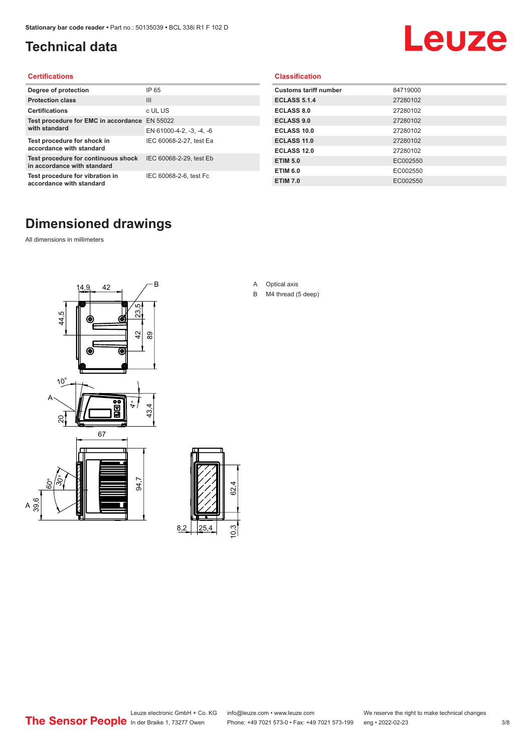# Technical data

## Certifications

| | |
|---|---|
| Degree of protection | IP 65 |
| Protection class | III |
| Certifications | c UL US |
| Test procedure for EMC in accordance with standard | EN 55022 |
| | EN 61000-4-2, -3, -4, -6 |
| Test procedure for shock in accordance with standard | IEC 60068-2-27, test Ea |
| Test procedure for continuous shock in accordance with standard | IEC 60068-2-29, test Eb |
| Test procedure for vibration in accordance with standard | IEC 60068-2-6, test Fc |

## Classification

| | |
|---|---|
| Customs tariff number | 84719000 |
| ECLASS 5.1.4 | 27280102 |
| ECLASS 8.0 | 27280102 |
| ECLASS 9.0 | 27280102 |
| ECLASS 10.0 | 27280102 |
| ECLASS 11.0 | 27280102 |
| ECLASS 12.0 | 27280102 |
| ETIM 5.0 | EC002550 |
| ETIM 6.0 | EC002550 |
| ETIM 7.0 | EC002550 |

# Dimensioned drawings

All dimensions in millimeters

A Optical axis
B M4 thread (5 deep)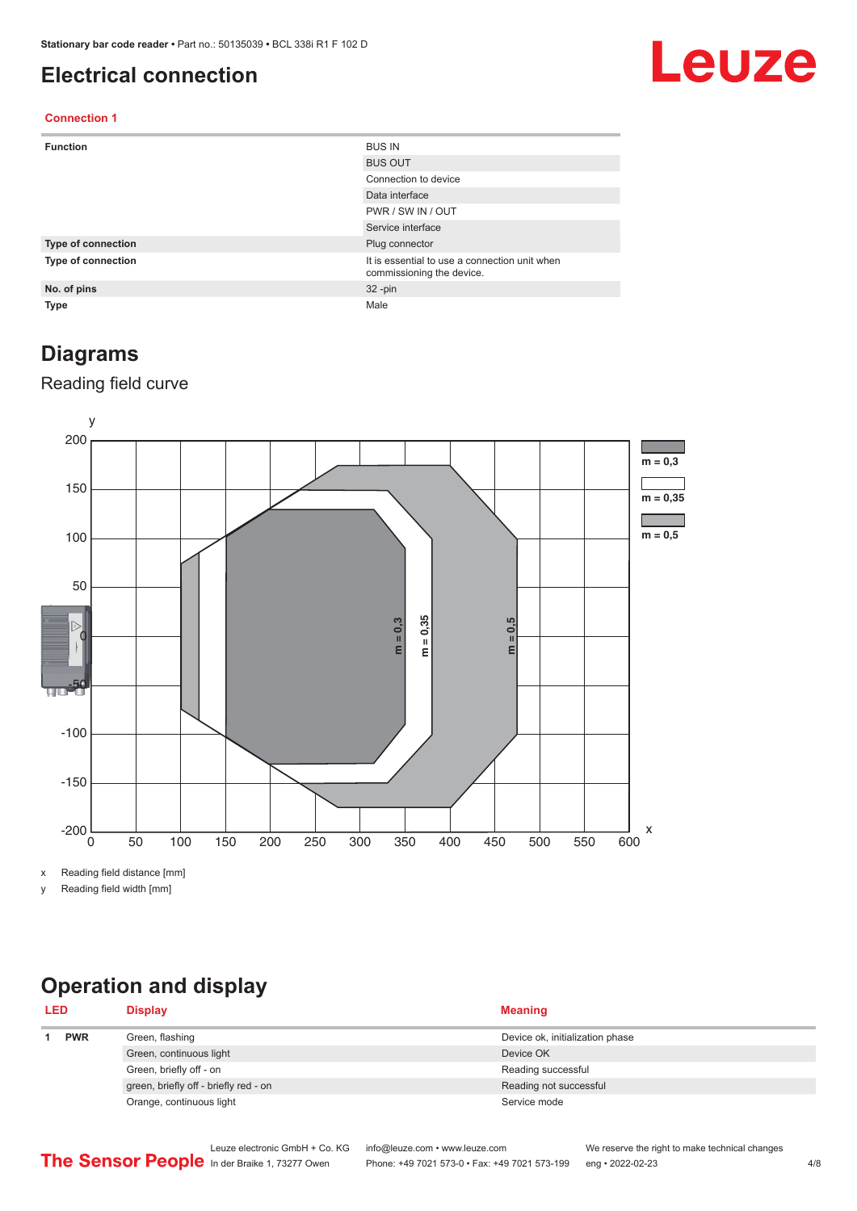# Electrical connection

## Connection 1

| | |
|---|---|
| **Function** | BUS IN |
| | BUS OUT |
| | Connection to device |
| | Data interface |
| | PWR / SW IN / OUT |
| | Service interface |
| **Type of connection** | Plug connector |
| **Type of connection** | It is essential to use a connection unit when commissioning the device. |
| **No. of pins** | 32 -pin |
| **Type** | Male |

# Diagrams

## Reading field curve

x Reading field distance [mm]

y Reading field width [mm]

# Operation and display

| LED | | Display | Meaning |
|---|---|---|---|
| 1 | **PWR** | Green, flashing | Device ok, initialization phase |
| | | Green, continuous light | Device OK |
| | | Green, briefly off - on | Reading successful |
| | | green, briefly off - briefly red - on | Reading not successful |
| | | Orange, continuous light | Service mode |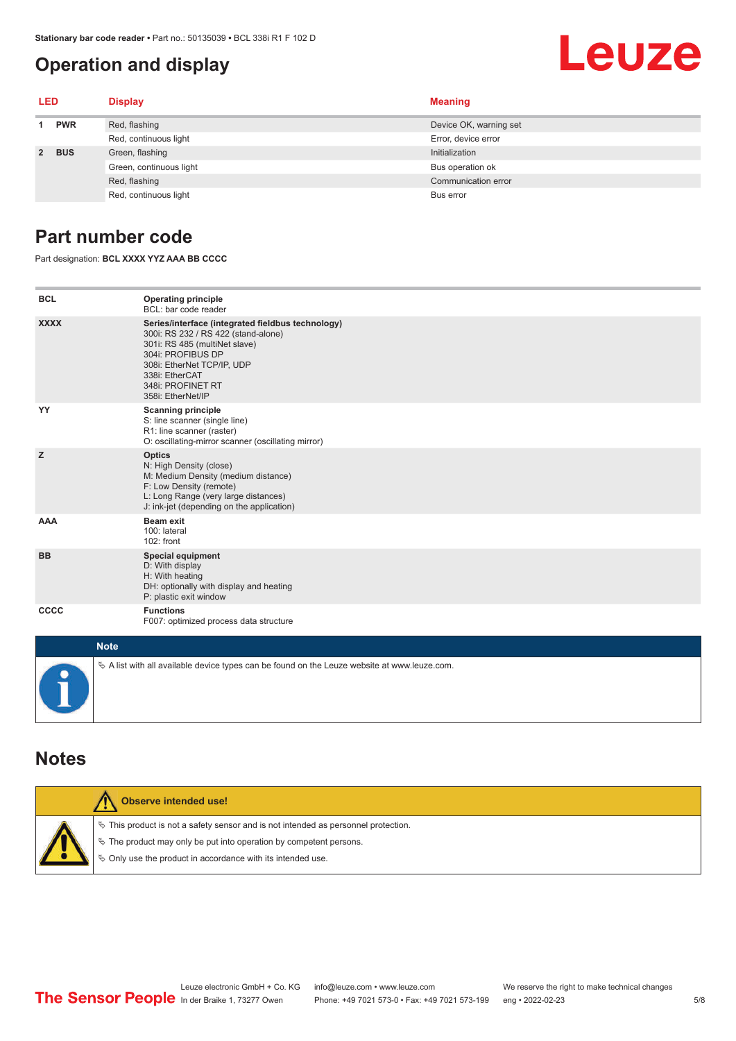## Operation and display

| LED | | Display | Meaning |
|---|---|---|---|
| 1 | PWR | Red, flashing | Device OK, warning set |
| | | Red, continuous light | Error, device error |
| 2 | BUS | Green, flashing | Initialization |
| | | Green, continuous light | Bus operation ok |
| | | Red, flashing | Communication error |
| | | Red, continuous light | Bus error |

## Part number code

Part designation: **BCL XXXX YYZ AAA BB CCCC**

| | |
|---|---|
| **BCL** | **Operating principle**<br>BCL: bar code reader |
| **XXXX** | **Series/interface (integrated fieldbus technology)**<br>300i: RS 232 / RS 422 (stand-alone)<br>301i: RS 485 (multiNet slave)<br>304i: PROFIBUS DP<br>308i: EtherNet TCP/IP, UDP<br>338i: EtherCAT<br>348i: PROFINET RT<br>358i: EtherNet/IP |
| **YY** | **Scanning principle**<br>S: line scanner (single line)<br>R1: line scanner (raster)<br>O: oscillating-mirror scanner (oscillating mirror) |
| **Z** | **Optics**<br>N: High Density (close)<br>M: Medium Density (medium distance)<br>F: Low Density (remote)<br>L: Long Range (very large distances)<br>J: ink-jet (depending on the application) |
| **AAA** | **Beam exit**<br>100: lateral<br>102: front |
| **BB** | **Special equipment**<br>D: With display<br>H: With heating<br>DH: optionally with display and heating<br>P: plastic exit window |
| **CCCC** | **Functions**<br>F007: optimized process data structure |

**Note**

↳ A list with all available device types can be found on the Leuze website at www.leuze.com.

## Notes

**Observe intended use!**

- ↳ This product is not a safety sensor and is not intended as personnel protection.
- ↳ The product may only be put into operation by competent persons.
- ↳ Only use the product in accordance with its intended use.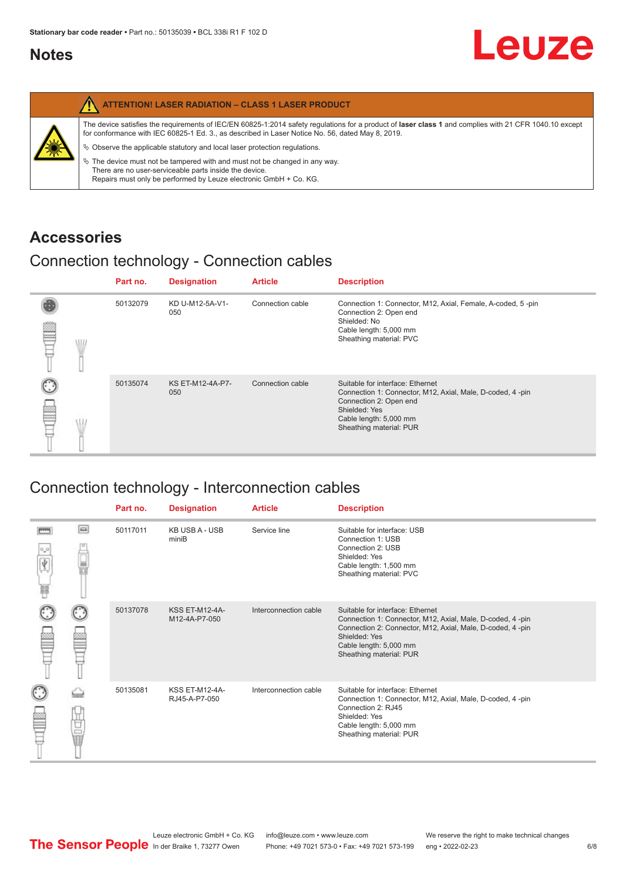## Notes

**ATTENTION! LASER RADIATION – CLASS 1 LASER PRODUCT**

The device satisfies the requirements of IEC/EN 60825-1:2014 safety regulations for a product of **laser class 1** and complies with 21 CFR 1040.10 except for conformance with IEC 60825-1 Ed. 3., as described in Laser Notice No. 56, dated May 8, 2019.

- Observe the applicable statutory and local laser protection regulations.
- The device must not be tampered with and must not be changed in any way. There are no user-serviceable parts inside the device. Repairs must only be performed by Leuze electronic GmbH + Co. KG.

# Accessories

## Connection technology - Connection cables

| Part no. | Designation | Article | Description |
|---|---|---|---|
| 50132079 | KD U-M12-5A-V1-050 | Connection cable | Connection 1: Connector, M12, Axial, Female, A-coded, 5 -pin<br>Connection 2: Open end<br>Shielded: No<br>Cable length: 5,000 mm<br>Sheathing material: PVC |
| 50135074 | KS ET-M12-4A-P7-050 | Connection cable | Suitable for interface: Ethernet<br>Connection 1: Connector, M12, Axial, Male, D-coded, 4 -pin<br>Connection 2: Open end<br>Shielded: Yes<br>Cable length: 5,000 mm<br>Sheathing material: PUR |

## Connection technology - Interconnection cables

| Part no. | Designation | Article | Description |
|---|---|---|---|
| 50117011 | KB USB A - USB miniB | Service line | Suitable for interface: USB<br>Connection 1: USB<br>Connection 2: USB<br>Shielded: Yes<br>Cable length: 1,500 mm<br>Sheathing material: PVC |
| 50137078 | KSS ET-M12-4A-M12-4A-P7-050 | Interconnection cable | Suitable for interface: Ethernet<br>Connection 1: Connector, M12, Axial, Male, D-coded, 4 -pin<br>Connection 2: Connector, M12, Axial, Male, D-coded, 4 -pin<br>Shielded: Yes<br>Cable length: 5,000 mm<br>Sheathing material: PUR |
| 50135081 | KSS ET-M12-4A-RJ45-A-P7-050 | Interconnection cable | Suitable for interface: Ethernet<br>Connection 1: Connector, M12, Axial, Male, D-coded, 4 -pin<br>Connection 2: RJ45<br>Shielded: Yes<br>Cable length: 5,000 mm<br>Sheathing material: PUR |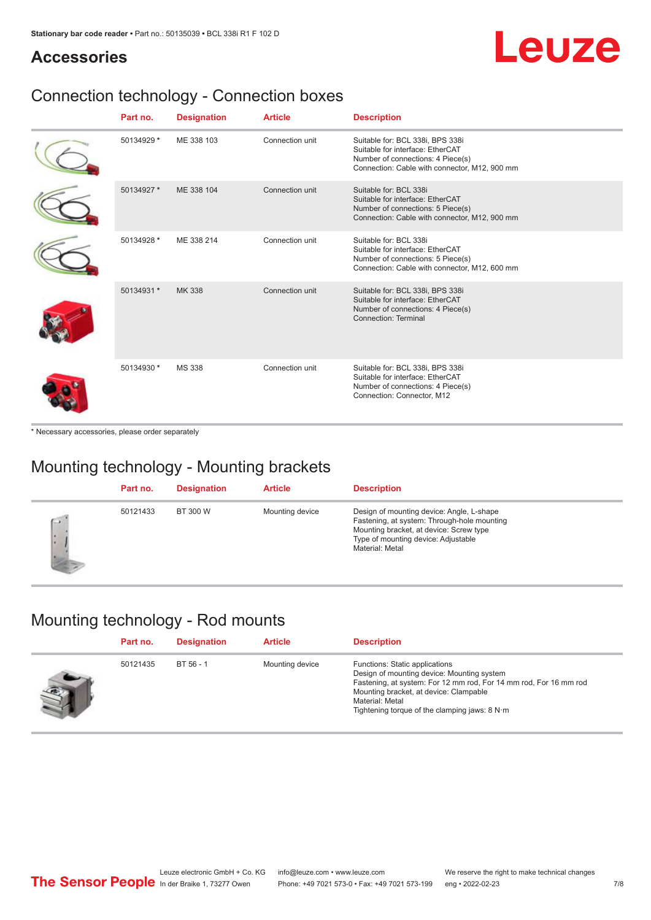## Accessories

### Connection technology - Connection boxes

| Part no. | Designation | Article | Description |
|---|---|---|---|
| 50134929 * | ME 338 103 | Connection unit | Suitable for: BCL 338i, BPS 338i<br>Suitable for interface: EtherCAT<br>Number of connections: 4 Piece(s)<br>Connection: Cable with connector, M12, 900 mm |
| 50134927 * | ME 338 104 | Connection unit | Suitable for: BCL 338i<br>Suitable for interface: EtherCAT<br>Number of connections: 5 Piece(s)<br>Connection: Cable with connector, M12, 900 mm |
| 50134928 * | ME 338 214 | Connection unit | Suitable for: BCL 338i<br>Suitable for interface: EtherCAT<br>Number of connections: 5 Piece(s)<br>Connection: Cable with connector, M12, 600 mm |
| 50134931 * | MK 338 | Connection unit | Suitable for: BCL 338i, BPS 338i<br>Suitable for interface: EtherCAT<br>Number of connections: 4 Piece(s)<br>Connection: Terminal |
| 50134930 * | MS 338 | Connection unit | Suitable for: BCL 338i, BPS 338i<br>Suitable for interface: EtherCAT<br>Number of connections: 4 Piece(s)<br>Connection: Connector, M12 |

* Necessary accessories, please order separately

### Mounting technology - Mounting brackets

| Part no. | Designation | Article | Description |
|---|---|---|---|
| 50121433 | BT 300 W | Mounting device | Design of mounting device: Angle, L-shape<br>Fastening, at system: Through-hole mounting<br>Mounting bracket, at device: Screw type<br>Type of mounting device: Adjustable<br>Material: Metal |

### Mounting technology - Rod mounts

| Part no. | Designation | Article | Description |
|---|---|---|---|
| 50121435 | BT 56 - 1 | Mounting device | Functions: Static applications<br>Design of mounting device: Mounting system<br>Fastening, at system: For 12 mm rod, For 14 mm rod, For 16 mm rod<br>Mounting bracket, at device: Clampable<br>Material: Metal<br>Tightening torque of the clamping jaws: 8 N·m |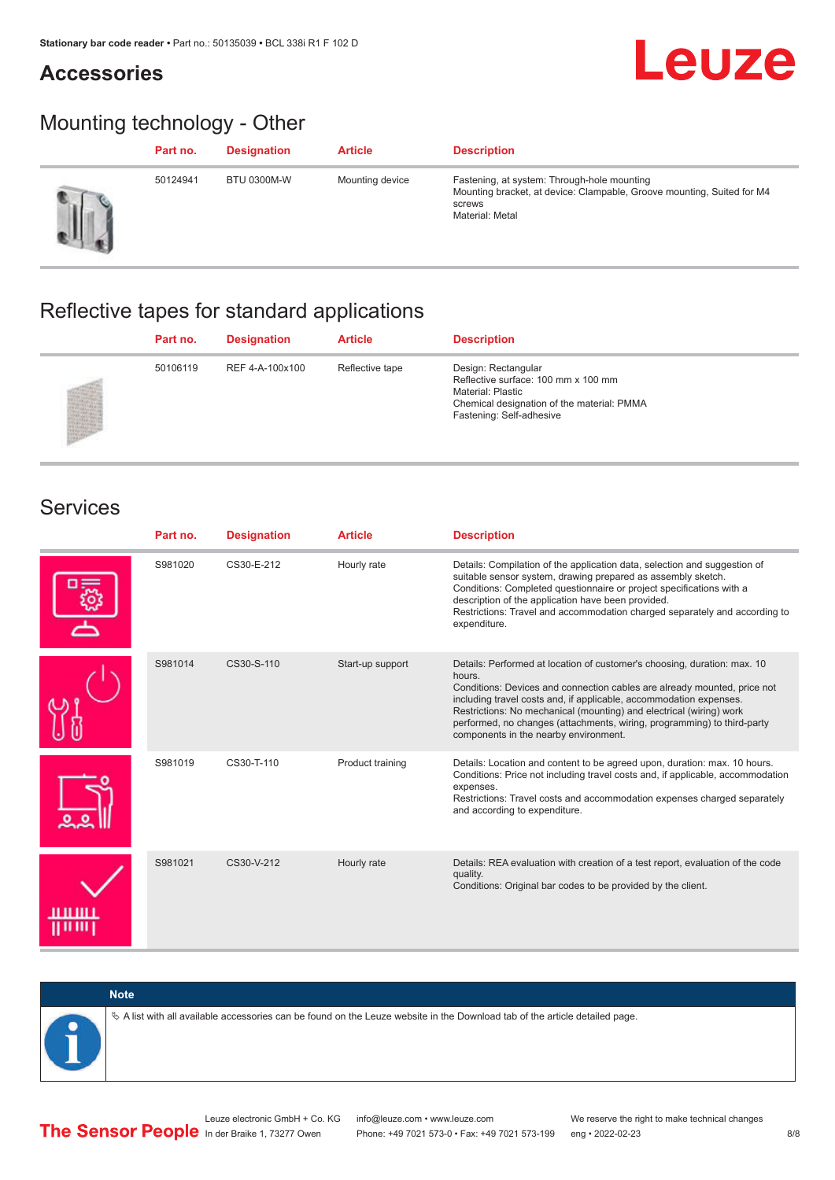## Accessories

### Mounting technology - Other

| | Part no. | Designation | Article | Description |
|---|---|---|---|---|
| | 50124941 | BTU 0300M-W | Mounting device | Fastening, at system: Through-hole mounting<br>Mounting bracket, at device: Clampable, Groove mounting, Suited for M4 screws<br>Material: Metal |

### Reflective tapes for standard applications

| | Part no. | Designation | Article | Description |
|---|---|---|---|---|
| | 50106119 | REF 4-A-100x100 | Reflective tape | Design: Rectangular<br>Reflective surface: 100 mm x 100 mm<br>Material: Plastic<br>Chemical designation of the material: PMMA<br>Fastening: Self-adhesive |

### Services

| | Part no. | Designation | Article | Description |
|---|---|---|---|---|
| | S981020 | CS30-E-212 | Hourly rate | Details: Compilation of the application data, selection and suggestion of suitable sensor system, drawing prepared as assembly sketch.<br>Conditions: Completed questionnaire or project specifications with a description of the application have been provided.<br>Restrictions: Travel and accommodation charged separately and according to expenditure. |
| | S981014 | CS30-S-110 | Start-up support | Details: Performed at location of customer's choosing, duration: max. 10 hours.<br>Conditions: Devices and connection cables are already mounted, price not including travel costs and, if applicable, accommodation expenses.<br>Restrictions: No mechanical (mounting) and electrical (wiring) work performed, no changes (attachments, wiring, programming) to third-party components in the nearby environment. |
| | S981019 | CS30-T-110 | Product training | Details: Location and content to be agreed upon, duration: max. 10 hours.<br>Conditions: Price not including travel costs and, if applicable, accommodation expenses.<br>Restrictions: Travel costs and accommodation expenses charged separately and according to expenditure. |
| | S981021 | CS30-V-212 | Hourly rate | Details: REA evaluation with creation of a test report, evaluation of the code quality.<br>Conditions: Original bar codes to be provided by the client. |

**Note**

A list with all available accessories can be found on the Leuze website in the Download tab of the article detailed page.